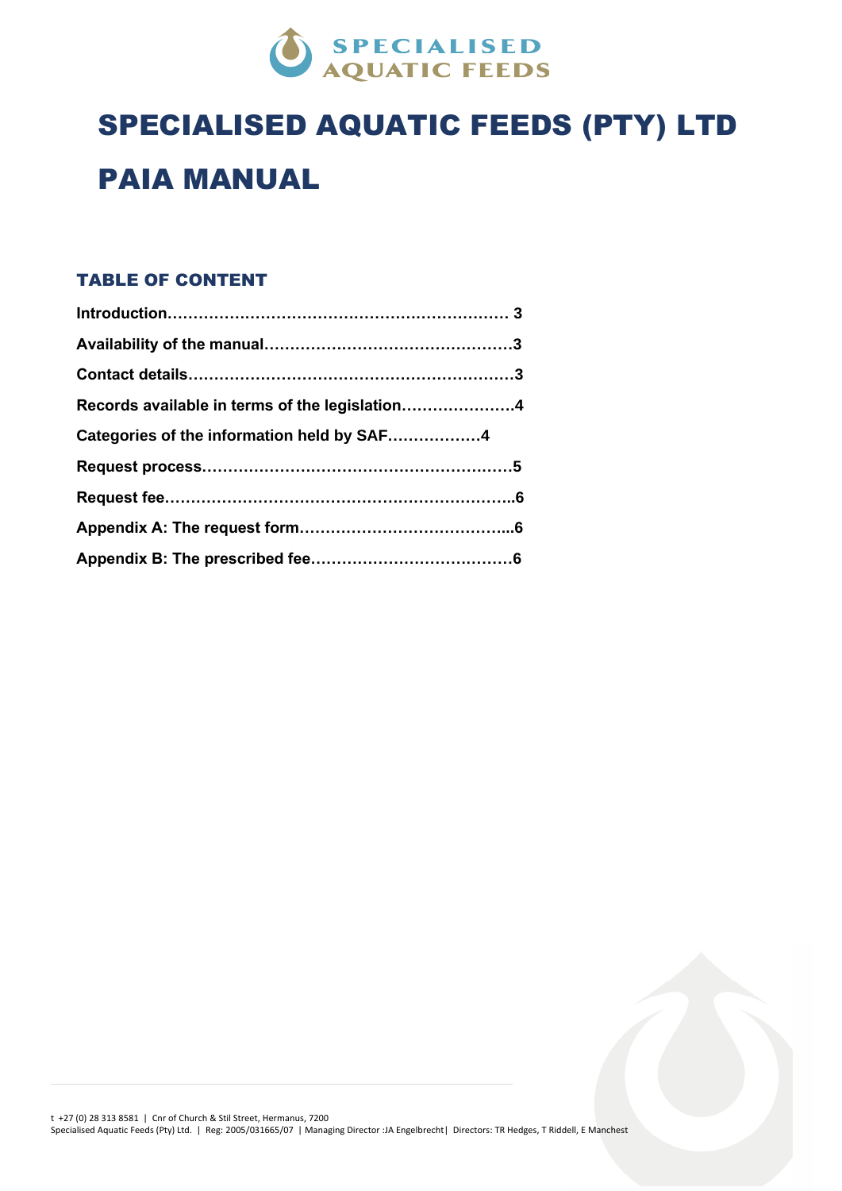# SPECIALISED AQUATIC FEEDS (PTY) LTD

# PAIA MANUAL

## TABLE OF CONTENT

**Introduction………………………………………………………… 3**

**Availability of the manual…………………………………………3**

**Contact details………………………………………………………3**

**Records available in terms of the legislation…………………4**

**Categories of the information held by SAF………………4**

**Request process……………………………………………………5**

**Request fee…………………………………………………………..6**

**Appendix A: The request form…………………………………...6**

**Appendix B: The prescribed fee…………………………………6**

t +27 (0) 28 313 8581 | Cnr of Church & Stil Street, Hermanus, 7200
Specialised Aquatic Feeds (Pty) Ltd. | Reg: 2005/031665/07 | Managing Director :JA Engelbrecht| Directors: TR Hedges, T Riddell, E Manchest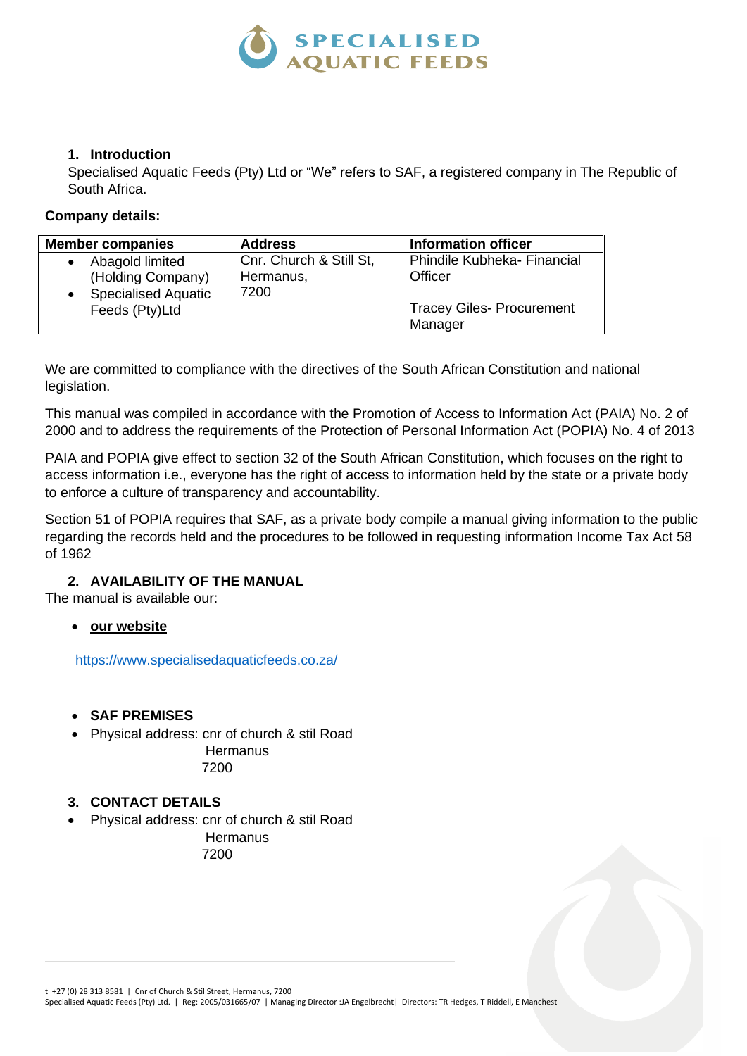1. **Introduction**

Specialised Aquatic Feeds (Pty) Ltd or "We" refers to SAF, a registered company in The Republic of South Africa.

**Company details:**

| Member companies | Address | Information officer |
| --- | --- | --- |
| • Abagold limited (Holding Company)<br>• Specialised Aquatic Feeds (Pty)Ltd | Cnr. Church & Still St, Hermanus, 7200 | Phindile Kubheka- Financial Officer<br><br>Tracey Giles- Procurement Manager |

We are committed to compliance with the directives of the South African Constitution and national legislation.

This manual was compiled in accordance with the Promotion of Access to Information Act (PAIA) No. 2 of 2000 and to address the requirements of the Protection of Personal Information Act (POPIA) No. 4 of 2013

PAIA and POPIA give effect to section 32 of the South African Constitution, which focuses on the right to access information i.e., everyone has the right of access to information held by the state or a private body to enforce a culture of transparency and accountability.

Section 51 of POPIA requires that SAF, as a private body compile a manual giving information to the public regarding the records held and the procedures to be followed in requesting information Income Tax Act 58 of 1962

2. **AVAILABILITY OF THE MANUAL**

The manual is available our:

- **our website**

  https://www.specialisedaquaticfeeds.co.za/

- **SAF PREMISES**
- Physical address: cnr of church & stil Road
  Hermanus
  7200

3. **CONTACT DETAILS**

- Physical address: cnr of church & stil Road
  Hermanus
  7200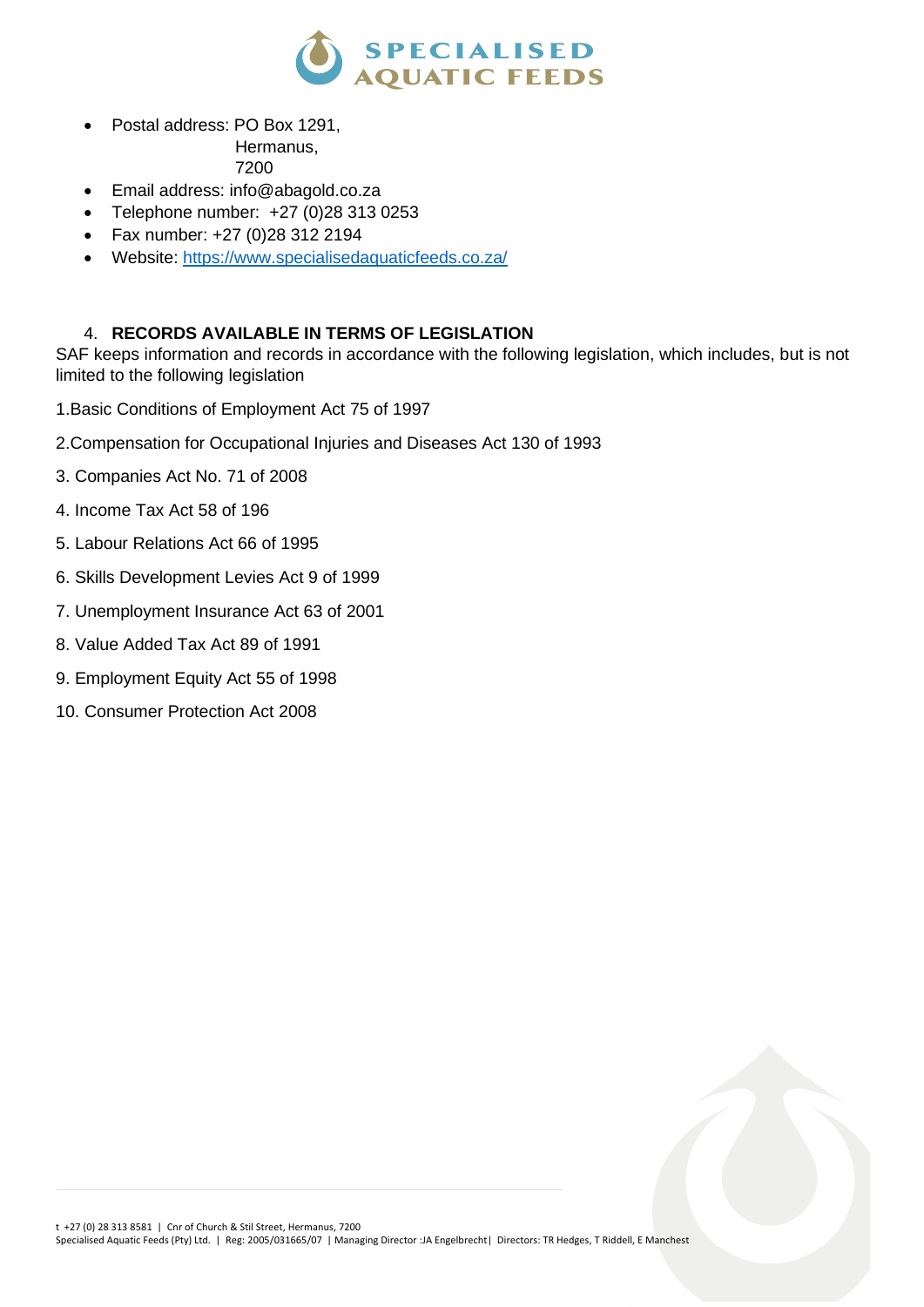- Postal address: PO Box 1291,
  Hermanus,
  7200
- Email address: info@abagold.co.za
- Telephone number: +27 (0)28 313 0253
- Fax number: +27 (0)28 312 2194
- Website: [https://www.specialisedaquaticfeeds.co.za/](https://www.specialisedaquaticfeeds.co.za/)

## 4. RECORDS AVAILABLE IN TERMS OF LEGISLATION

SAF keeps information and records in accordance with the following legislation, which includes, but is not limited to the following legislation

1.Basic Conditions of Employment Act 75 of 1997

2.Compensation for Occupational Injuries and Diseases Act 130 of 1993

3. Companies Act No. 71 of 2008

4. Income Tax Act 58 of 196

5. Labour Relations Act 66 of 1995

6. Skills Development Levies Act 9 of 1999

7. Unemployment Insurance Act 63 of 2001

8. Value Added Tax Act 89 of 1991

9. Employment Equity Act 55 of 1998

10. Consumer Protection Act 2008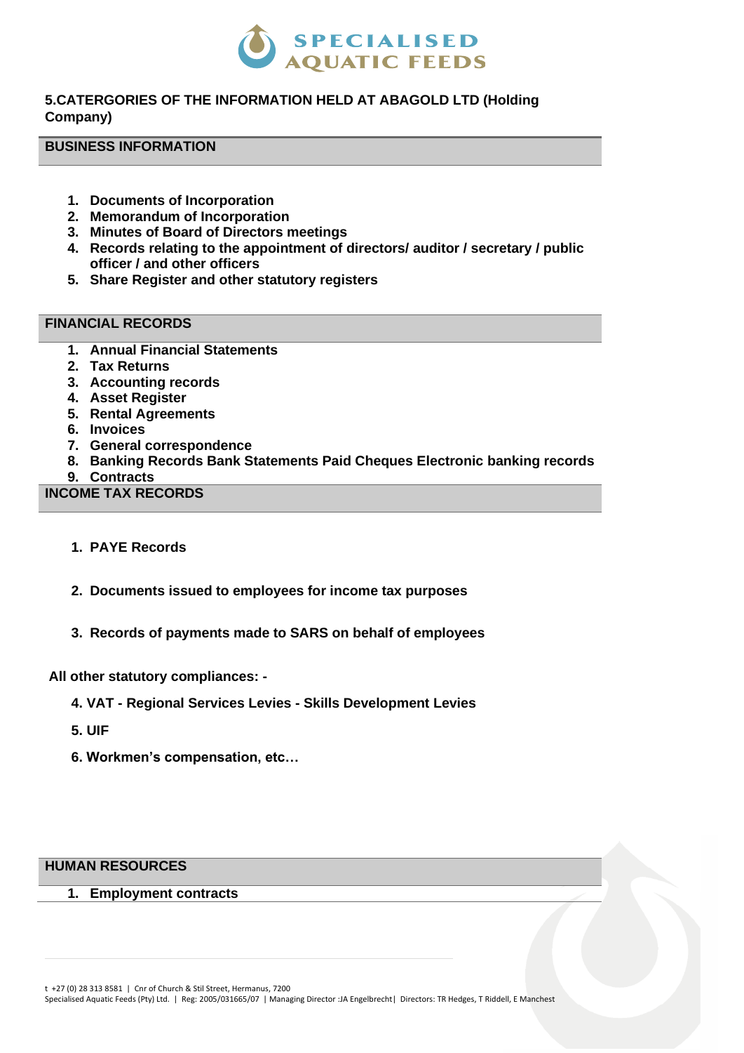## 5.CATERGORIES OF THE INFORMATION HELD AT ABAGOLD LTD (Holding Company)

### BUSINESS INFORMATION

1. **Documents of Incorporation**
2. **Memorandum of Incorporation**
3. **Minutes of Board of Directors meetings**
4. **Records relating to the appointment of directors/ auditor / secretary / public officer / and other officers**
5. **Share Register and other statutory registers**

### FINANCIAL RECORDS

1. **Annual Financial Statements**
2. **Tax Returns**
3. **Accounting records**
4. **Asset Register**
5. **Rental Agreements**
6. **Invoices**
7. **General correspondence**
8. **Banking Records Bank Statements Paid Cheques Electronic banking records**
9. **Contracts**

### INCOME TAX RECORDS

1. **PAYE Records**
2. **Documents issued to employees for income tax purposes**
3. **Records of payments made to SARS on behalf of employees**

**All other statutory compliances: -**

4. **VAT - Regional Services Levies - Skills Development Levies**
5. **UIF**
6. **Workmen's compensation, etc…**

### HUMAN RESOURCES

1. **Employment contracts**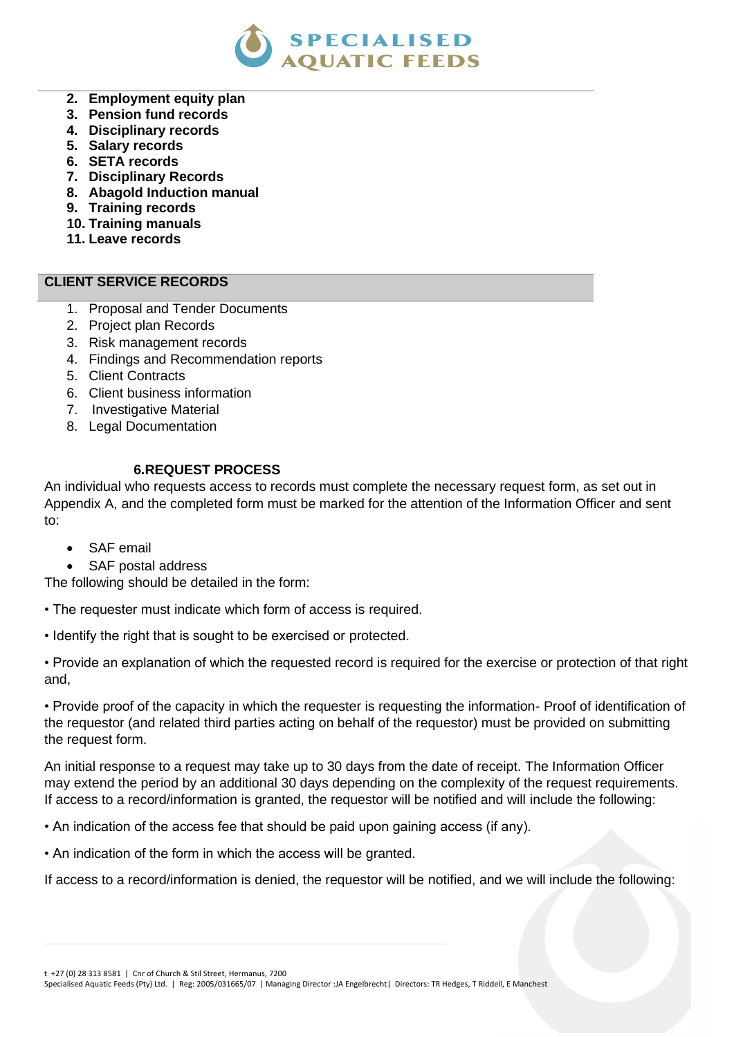2. **Employment equity plan**
3. **Pension fund records**
4. **Disciplinary records**
5. **Salary records**
6. **SETA records**
7. **Disciplinary Records**
8. **Abagold Induction manual**
9. **Training records**
10. **Training manuals**
11. **Leave records**

## CLIENT SERVICE RECORDS

1. Proposal and Tender Documents
2. Project plan Records
3. Risk management records
4. Findings and Recommendation reports
5. Client Contracts
6. Client business information
7. Investigative Material
8. Legal Documentation

## 6.REQUEST PROCESS

An individual who requests access to records must complete the necessary request form, as set out in Appendix A, and the completed form must be marked for the attention of the Information Officer and sent to:

- SAF email
- SAF postal address

The following should be detailed in the form:

• The requester must indicate which form of access is required.

• Identify the right that is sought to be exercised or protected.

• Provide an explanation of which the requested record is required for the exercise or protection of that right and,

• Provide proof of the capacity in which the requester is requesting the information- Proof of identification of the requestor (and related third parties acting on behalf of the requestor) must be provided on submitting the request form.

An initial response to a request may take up to 30 days from the date of receipt. The Information Officer may extend the period by an additional 30 days depending on the complexity of the request requirements. If access to a record/information is granted, the requestor will be notified and will include the following:

• An indication of the access fee that should be paid upon gaining access (if any).

• An indication of the form in which the access will be granted.

If access to a record/information is denied, the requestor will be notified, and we will include the following: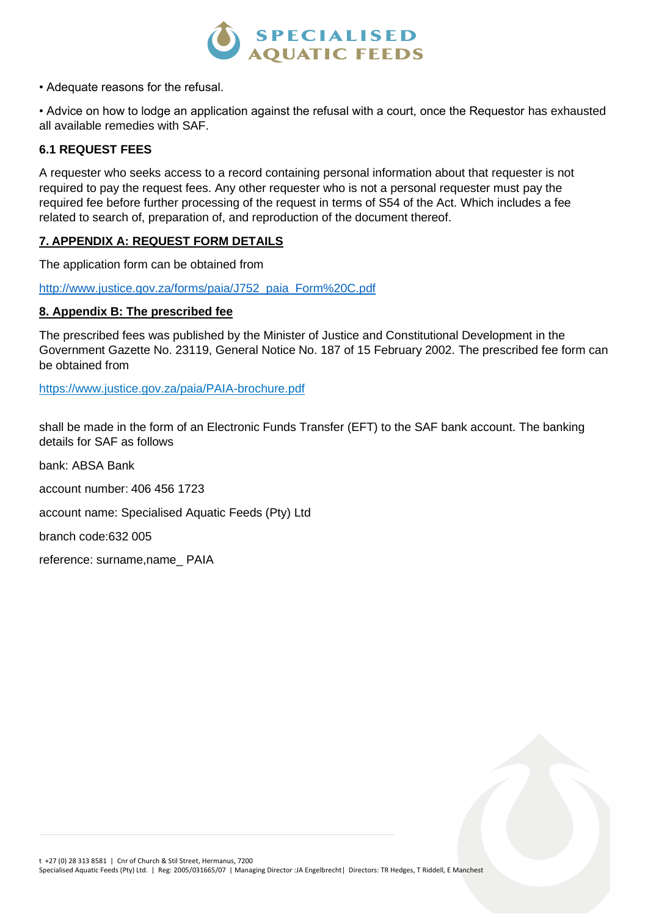• Adequate reasons for the refusal.

• Advice on how to lodge an application against the refusal with a court, once the Requestor has exhausted all available remedies with SAF.

**6.1 REQUEST FEES**

A requester who seeks access to a record containing personal information about that requester is not required to pay the request fees. Any other requester who is not a personal requester must pay the required fee before further processing of the request in terms of S54 of the Act. Which includes a fee related to search of, preparation of, and reproduction of the document thereof.

## 7. APPENDIX A: REQUEST FORM DETAILS

The application form can be obtained from

http://www.justice.gov.za/forms/paia/J752_paia_Form%20C.pdf

## 8. Appendix B: The prescribed fee

The prescribed fees was published by the Minister of Justice and Constitutional Development in the Government Gazette No. 23119, General Notice No. 187 of 15 February 2002. The prescribed fee form can be obtained from

https://www.justice.gov.za/paia/PAIA-brochure.pdf

shall be made in the form of an Electronic Funds Transfer (EFT) to the SAF bank account. The banking details for SAF as follows

bank: ABSA Bank

account number: 406 456 1723

account name: Specialised Aquatic Feeds (Pty) Ltd

branch code:632 005

reference: surname,name_ PAIA